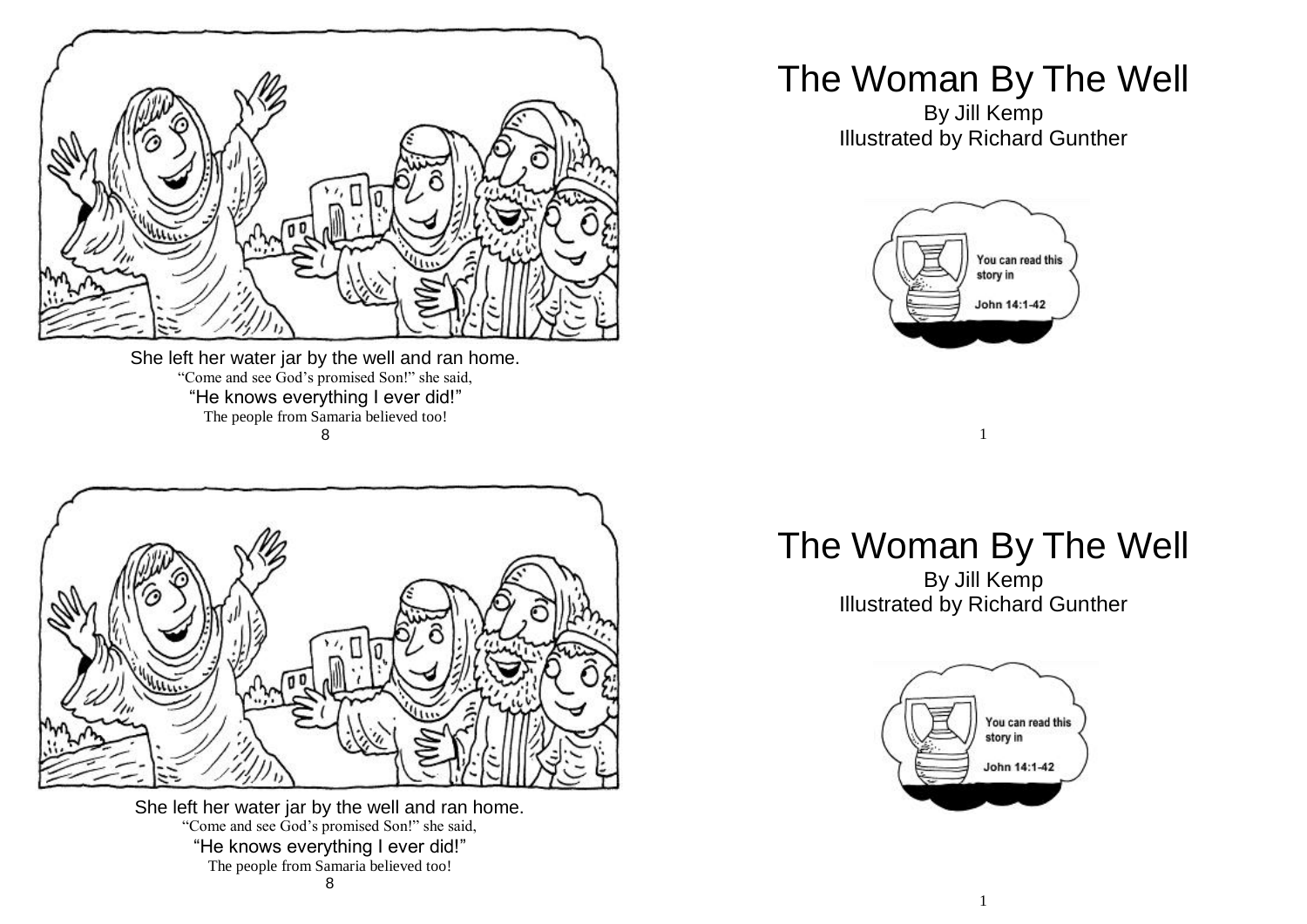She left her water jar by the well and ran home.
"Come and see God's promised Son!" she said,
"He knows everything I ever did!"
The people from Samaria believed too!

# The Woman By The Well

By Jill Kemp
Illustrated by Richard Gunther

You can read this story in John 14:1-42

She left her water jar by the well and ran home.
"Come and see God's promised Son!" she said,
"He knows everything I ever did!"
The people from Samaria believed too!

# The Woman By The Well

By Jill Kemp
Illustrated by Richard Gunther

You can read this story in John 14:1-42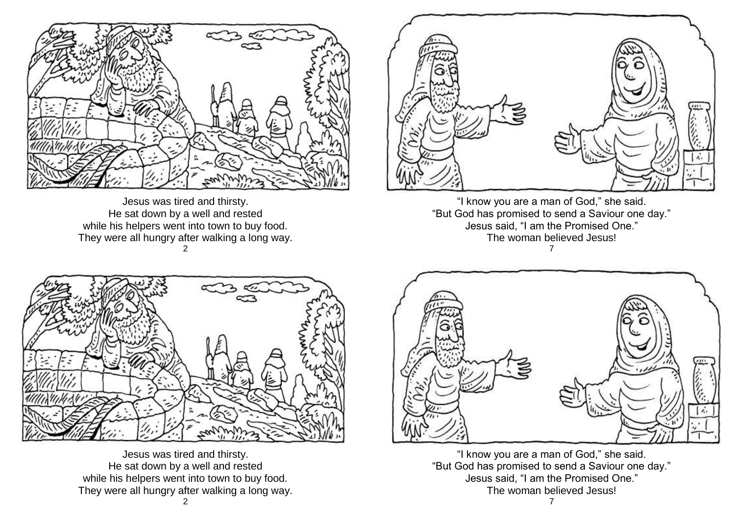Jesus was tired and thirsty.
He sat down by a well and rested
while his helpers went into town to buy food.
They were all hungry after walking a long way.

“I know you are a man of God,” she said.
“But God has promised to send a Saviour one day.”
Jesus said, “I am the Promised One.”
The woman believed Jesus!

Jesus was tired and thirsty.
He sat down by a well and rested
while his helpers went into town to buy food.
They were all hungry after walking a long way.

“I know you are a man of God,” she said.
“But God has promised to send a Saviour one day.”
Jesus said, “I am the Promised One.”
The woman believed Jesus!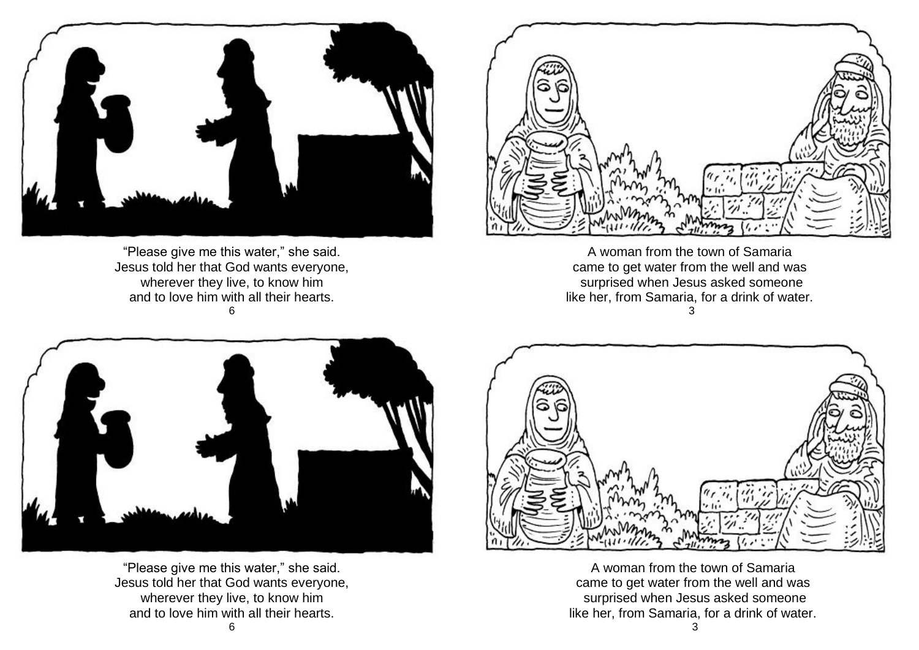"Please give me this water," she said.
Jesus told her that God wants everyone,
wherever they live, to know him
and to love him with all their hearts.

A woman from the town of Samaria
came to get water from the well and was
surprised when Jesus asked someone
like her, from Samaria, for a drink of water.

"Please give me this water," she said.
Jesus told her that God wants everyone,
wherever they live, to know him
and to love him with all their hearts.

A woman from the town of Samaria
came to get water from the well and was
surprised when Jesus asked someone
like her, from Samaria, for a drink of water.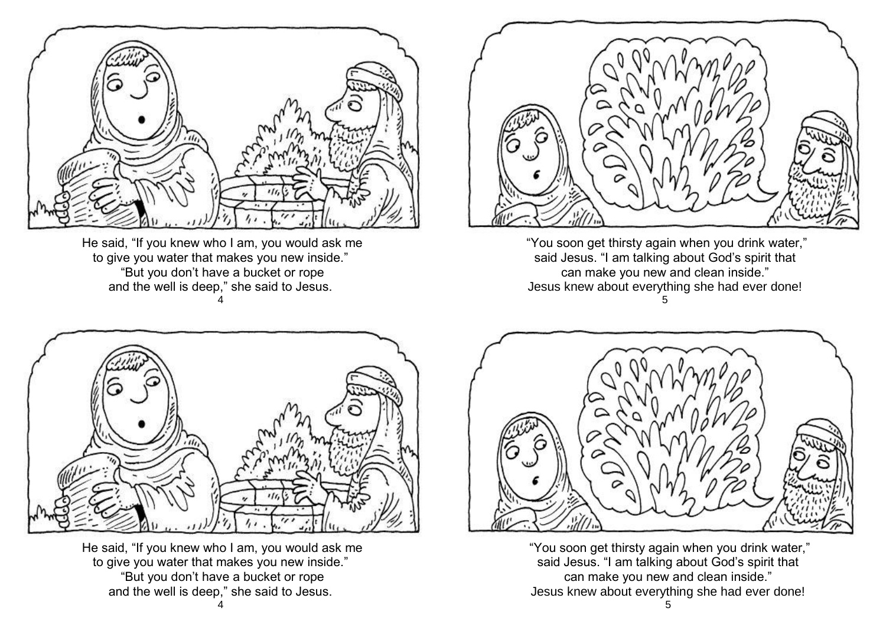He said, "If you knew who I am, you would ask me
to give you water that makes you new inside."
"But you don't have a bucket or rope
and the well is deep," she said to Jesus.

"You soon get thirsty again when you drink water,"
said Jesus. "I am talking about God's spirit that
can make you new and clean inside."
Jesus knew about everything she had ever done!

He said, "If you knew who I am, you would ask me
to give you water that makes you new inside."
"But you don't have a bucket or rope
and the well is deep," she said to Jesus.

"You soon get thirsty again when you drink water,"
said Jesus. "I am talking about God's spirit that
can make you new and clean inside."
Jesus knew about everything she had ever done!